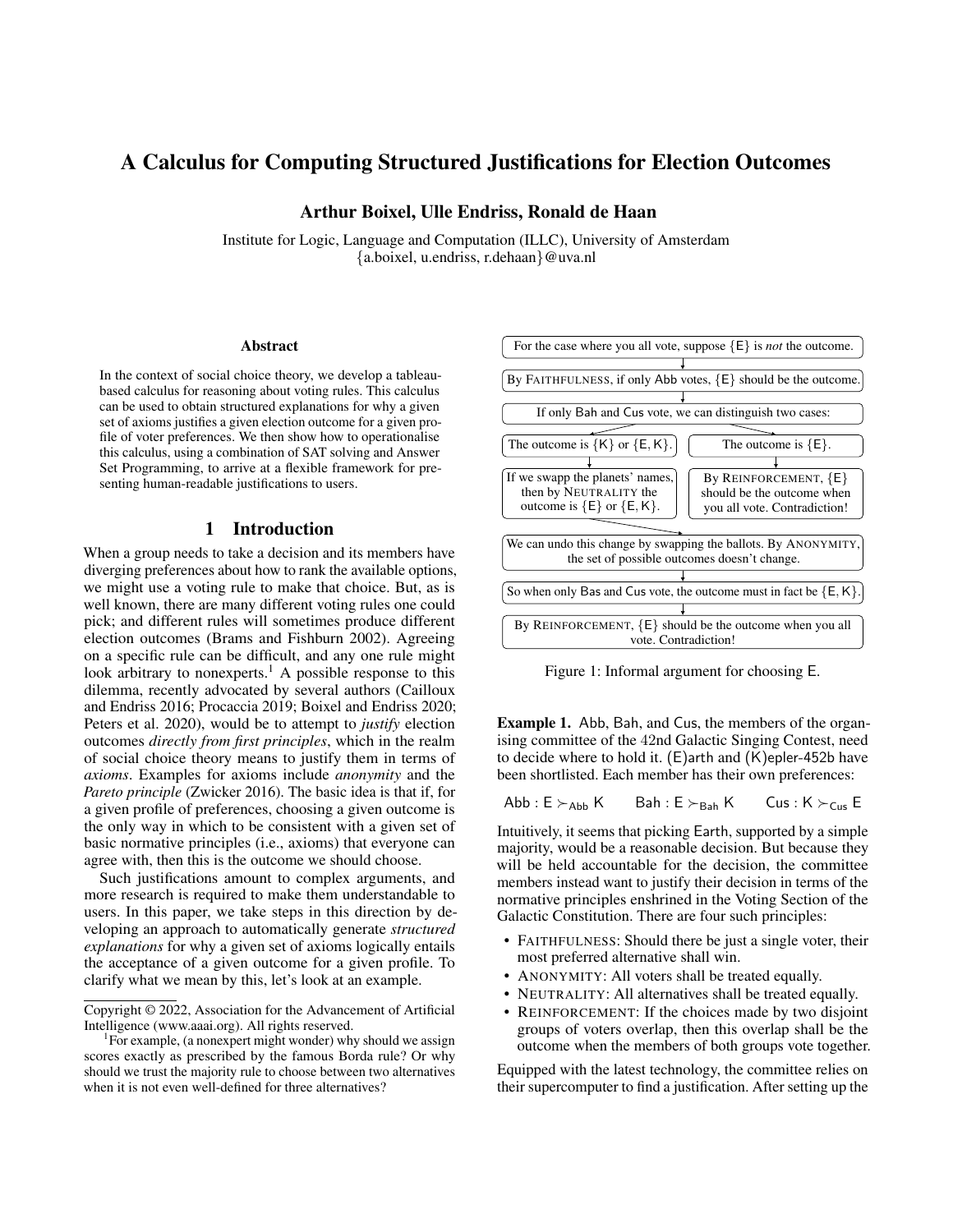# A Calculus for Computing Structured Justifications for Election Outcomes

**Arthur Boixel, Ulle Endriss, Ronald de Haan**

Institute for Logic, Language and Computation (ILLC), University of Amsterdam
{a.boixel, u.endriss, r.dehaan}@uva.nl

### Abstract

In the context of social choice theory, we develop a tableau-based calculus for reasoning about voting rules. This calculus can be used to obtain structured explanations for why a given set of axioms justifies a given election outcome for a given profile of voter preferences. We then show how to operationalise this calculus, using a combination of SAT solving and Answer Set Programming, to arrive at a flexible framework for presenting human-readable justifications to users.

## 1 Introduction

When a group needs to take a decision and its members have diverging preferences about how to rank the available options, we might use a voting rule to make that choice. But, as is well known, there are many different voting rules one could pick; and different rules will sometimes produce different election outcomes (Brams and Fishburn 2002). Agreeing on a specific rule can be difficult, and any one rule might look arbitrary to nonexperts.[1] A possible response to this dilemma, recently advocated by several authors (Cailloux and Endriss 2016; Procaccia 2019; Boixel and Endriss 2020; Peters et al. 2020), would be to attempt to *justify* election outcomes *directly from first principles*, which in the realm of social choice theory means to justify them in terms of *axioms*. Examples for axioms include *anonymity* and the *Pareto principle* (Zwicker 2016). The basic idea is that if, for a given profile of preferences, choosing a given outcome is the only way in which to be consistent with a given set of basic normative principles (i.e., axioms) that everyone can agree with, then this is the outcome we should choose.

Such justifications amount to complex arguments, and more research is required to make them understandable to users. In this paper, we take steps in this direction by developing an approach to automatically generate *structured explanations* for why a given set of axioms logically entails the acceptance of a given outcome for a given profile. To clarify what we mean by this, let's look at an example.

For the case where you all vote, suppose {E} is *not* the outcome.
↓
By FAITHFULNESS, if only Abb votes, {E} should be the outcome.
↓
If only Bah and Cus vote, we can distinguish two cases:

- Case 1: The outcome is {K} or {E, K}.
  → If we swapp the planets' names, then by NEUTRALITY the outcome is {E} or {E, K}.
  → We can undo this change by swapping the ballots. By ANONYMITY, the set of possible outcomes doesn't change.
  → So when only Bas and Cus vote, the outcome must in fact be {E, K}.
  → By REINFORCEMENT, {E} should be the outcome when you all vote. Contradiction!
- Case 2: The outcome is {E}.
  → By REINFORCEMENT, {E} should be the outcome when you all vote. Contradiction!

Figure 1: Informal argument for choosing E.

**Example 1.** Abb, Bah, and Cus, the members of the organising committee of the 42nd Galactic Singing Contest, need to decide where to hold it. (E)arth and (K)epler-452b have been shortlisted. Each member has their own preferences:

$$\mathsf{Abb} : \mathsf{E} \succ_{\mathsf{Abb}} \mathsf{K} \qquad \mathsf{Bah} : \mathsf{E} \succ_{\mathsf{Bah}} \mathsf{K} \qquad \mathsf{Cus} : \mathsf{K} \succ_{\mathsf{Cus}} \mathsf{E}$$

Intuitively, it seems that picking Earth, supported by a simple majority, would be a reasonable decision. But because they will be held accountable for the decision, the committee members instead want to justify their decision in terms of the normative principles enshrined in the Voting Section of the Galactic Constitution. There are four such principles:

- FAITHFULNESS: Should there be just a single voter, their most preferred alternative shall win.
- ANONYMITY: All voters shall be treated equally.
- NEUTRALITY: All alternatives shall be treated equally.
- REINFORCEMENT: If the choices made by two disjoint groups of voters overlap, then this overlap shall be the outcome when the members of both groups vote together.

Equipped with the latest technology, the committee relies on their supercomputer to find a justification. After setting up the

---

Copyright © 2022, Association for the Advancement of Artificial Intelligence (www.aaai.org). All rights reserved.

[1] For example, (a nonexpert might wonder) why should we assign scores exactly as prescribed by the famous Borda rule? Or why should we trust the majority rule to choose between two alternatives when it is not even well-defined for three alternatives?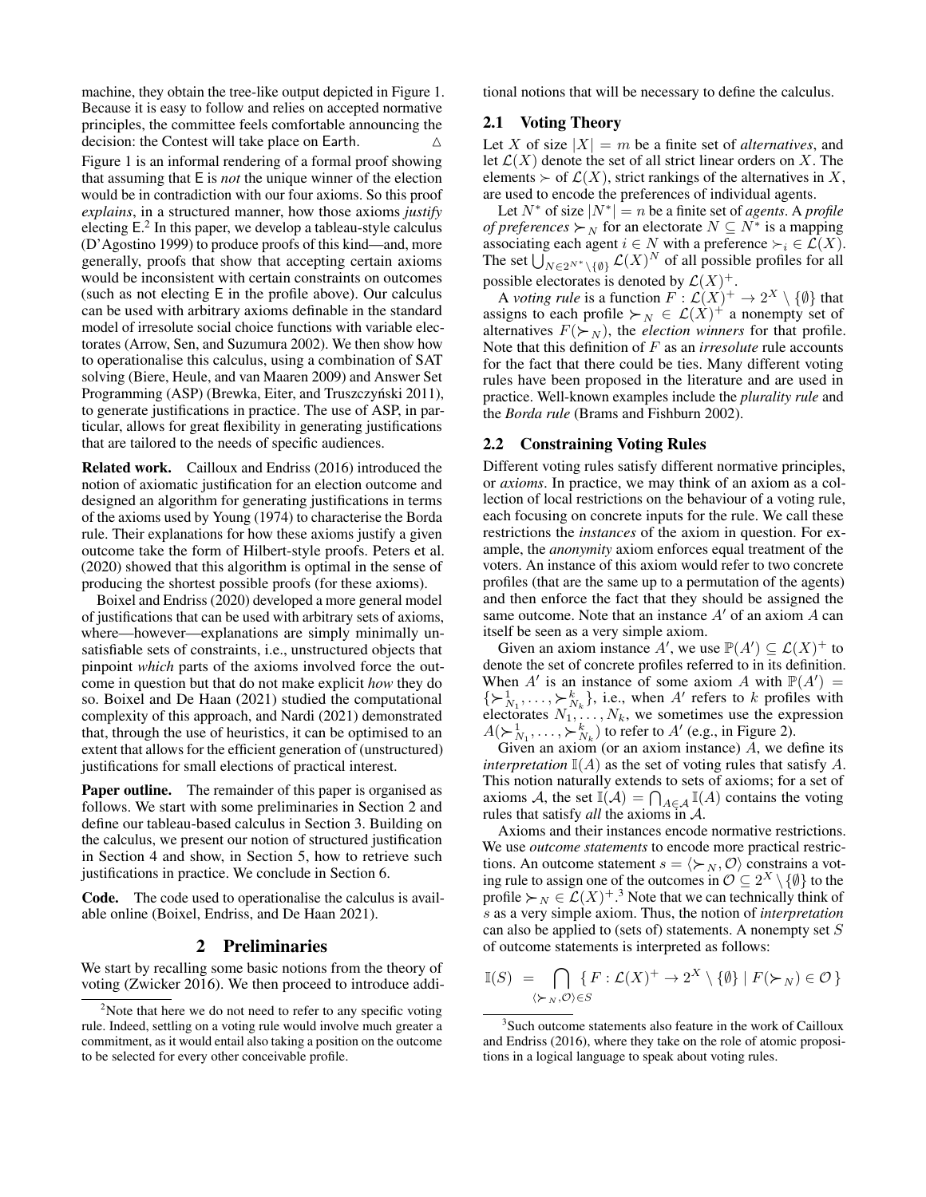machine, they obtain the tree-like output depicted in Figure 1. Because it is easy to follow and relies on accepted normative principles, the committee feels comfortable announcing the decision: the Contest will take place on Earth. △

Figure 1 is an informal rendering of a formal proof showing that assuming that E is *not* the unique winner of the election would be in contradiction with our four axioms. So this proof *explains*, in a structured manner, how those axioms *justify* electing E.[2] In this paper, we develop a tableau-style calculus (D'Agostino 1999) to produce proofs of this kind—and, more generally, proofs that show that accepting certain axioms would be inconsistent with certain constraints on outcomes (such as not electing E in the profile above). Our calculus can be used with arbitrary axioms definable in the standard model of irresolute social choice functions with variable electorates (Arrow, Sen, and Suzumura 2002). We then show how to operationalise this calculus, using a combination of SAT solving (Biere, Heule, and van Maaren 2009) and Answer Set Programming (ASP) (Brewka, Eiter, and Truszczyński 2011), to generate justifications in practice. The use of ASP, in particular, allows for great flexibility in generating justifications that are tailored to the needs of specific audiences.

**Related work.** Cailloux and Endriss (2016) introduced the notion of axiomatic justification for an election outcome and designed an algorithm for generating justifications in terms of the axioms used by Young (1974) to characterise the Borda rule. Their explanations for how these axioms justify a given outcome take the form of Hilbert-style proofs. Peters et al. (2020) showed that this algorithm is optimal in the sense of producing the shortest possible proofs (for these axioms).

Boixel and Endriss (2020) developed a more general model of justifications that can be used with arbitrary sets of axioms, where—however—explanations are simply minimally unsatisfiable sets of constraints, i.e., unstructured objects that pinpoint *which* parts of the axioms involved force the outcome in question but that do not make explicit *how* they do so. Boixel and De Haan (2021) studied the computational complexity of this approach, and Nardi (2021) demonstrated that, through the use of heuristics, it can be optimised to an extent that allows for the efficient generation of (unstructured) justifications for small elections of practical interest.

**Paper outline.** The remainder of this paper is organised as follows. We start with some preliminaries in Section 2 and define our tableau-based calculus in Section 3. Building on the calculus, we present our notion of structured justification in Section 4 and show, in Section 5, how to retrieve such justifications in practice. We conclude in Section 6.

**Code.** The code used to operationalise the calculus is available online (Boixel, Endriss, and De Haan 2021).

## 2 Preliminaries

We start by recalling some basic notions from the theory of voting (Zwicker 2016). We then proceed to introduce additional notions that will be necessary to define the calculus.

### 2.1 Voting Theory

Let $X$ of size $|X| = m$ be a finite set of *alternatives*, and let $\mathcal{L}(X)$ denote the set of all strict linear orders on $X$. The elements $\succ$ of $\mathcal{L}(X)$, strict rankings of the alternatives in $X$, are used to encode the preferences of individual agents.

Let $N^*$ of size $|N^*| = n$ be a finite set of *agents*. A *profile of preferences* $\succ_N$ for an electorate $N \subseteq N^*$ is a mapping associating each agent $i \in N$ with a preference $\succ_i \in \mathcal{L}(X)$. The set $\bigcup_{N \in 2^{N^*} \setminus \{\emptyset\}} \mathcal{L}(X)^N$ of all possible profiles for all possible electorates is denoted by $\mathcal{L}(X)^+$.

A *voting rule* is a function $F : \mathcal{L}(X)^+ \to 2^X \setminus \{\emptyset\}$ that assigns to each profile $\succ_N \in \mathcal{L}(X)^+$ a nonempty set of alternatives $F(\succ_N)$, the *election winners* for that profile. Note that this definition of $F$ as an *irresolute* rule accounts for the fact that there could be ties. Many different voting rules have been proposed in the literature and are used in practice. Well-known examples include the *plurality rule* and the *Borda rule* (Brams and Fishburn 2002).

### 2.2 Constraining Voting Rules

Different voting rules satisfy different normative principles, or *axioms*. In practice, we may think of an axiom as a collection of local restrictions on the behaviour of a voting rule, each focusing on concrete inputs for the rule. We call these restrictions the *instances* of the axiom in question. For example, the *anonymity* axiom enforces equal treatment of the voters. An instance of this axiom would refer to two concrete profiles (that are the same up to a permutation of the agents) and then enforce the fact that they should be assigned the same outcome. Note that an instance $A'$ of an axiom $A$ can itself be seen as a very simple axiom.

Given an axiom instance $A'$, we use $\mathbb{P}(A') \subseteq \mathcal{L}(X)^+$ to denote the set of concrete profiles referred to in its definition. When $A'$ is an instance of some axiom $A$ with $\mathbb{P}(A') = \{\succ^1_{N_1}, \ldots, \succ^k_{N_k}\}$, i.e., when $A'$ refers to $k$ profiles with electorates $N_1, \ldots, N_k$, we sometimes use the expression $A(\succ^1_{N_1}, \ldots, \succ^k_{N_k})$ to refer to $A'$ (e.g., in Figure 2).

Given an axiom (or an axiom instance) $A$, we define its *interpretation* $\mathbb{I}(A)$ as the set of voting rules that satisfy $A$. This notion naturally extends to sets of axioms; for a set of axioms $\mathcal{A}$, the set $\mathbb{I}(\mathcal{A}) = \bigcap_{A \in \mathcal{A}} \mathbb{I}(A)$ contains the voting rules that satisfy *all* the axioms in $\mathcal{A}$.

Axioms and their instances encode normative restrictions. We use *outcome statements* to encode more practical restrictions. An outcome statement $s = \langle \succ_N, \mathcal{O} \rangle$ constrains a voting rule to assign one of the outcomes in $\mathcal{O} \subseteq 2^X \setminus \{\emptyset\}$ to the profile $\succ_N \in \mathcal{L}(X)^+$.[3] Note that we can technically think of $s$ as a very simple axiom. Thus, the notion of *interpretation* can also be applied to (sets of) statements. A nonempty set $S$ of outcome statements is interpreted as follows:

$$\mathbb{I}(S) = \bigcap_{\langle \succ_N, \mathcal{O} \rangle \in S} \{ F : \mathcal{L}(X)^+ \to 2^X \setminus \{\emptyset\} \mid F(\succ_N) \in \mathcal{O} \}$$

[2] Note that here we do not need to refer to any specific voting rule. Indeed, settling on a voting rule would involve much greater a commitment, as it would entail also taking a position on the outcome to be selected for every other conceivable profile.

[3] Such outcome statements also feature in the work of Cailloux and Endriss (2016), where they take on the role of atomic propositions in a logical language to speak about voting rules.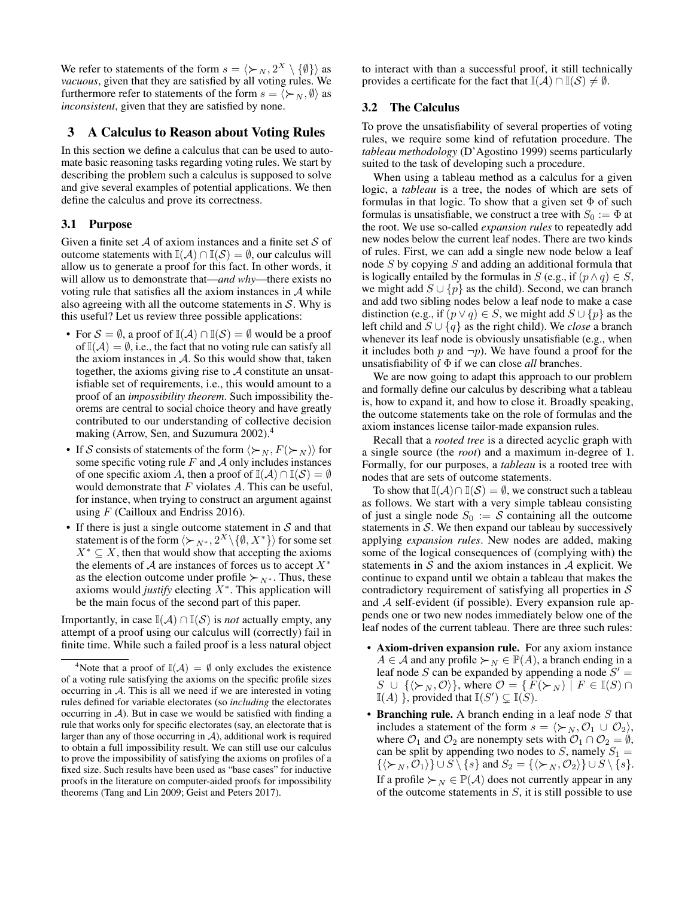We refer to statements of the form $s = \langle \succ_N, 2^X \setminus \{\emptyset\} \rangle$ as *vacuous*, given that they are satisfied by all voting rules. We furthermore refer to statements of the form $s = \langle \succ_N, \emptyset \rangle$ as *inconsistent*, given that they are satisfied by none.

## 3 A Calculus to Reason about Voting Rules

In this section we define a calculus that can be used to automate basic reasoning tasks regarding voting rules. We start by describing the problem such a calculus is supposed to solve and give several examples of potential applications. We then define the calculus and prove its correctness.

### 3.1 Purpose

Given a finite set $\mathcal{A}$ of axiom instances and a finite set $\mathcal{S}$ of outcome statements with $\mathbb{I}(\mathcal{A}) \cap \mathbb{I}(\mathcal{S}) = \emptyset$, our calculus will allow us to generate a proof for this fact. In other words, it will allow us to demonstrate that—*and why*—there exists no voting rule that satisfies all the axiom instances in $\mathcal{A}$ while also agreeing with all the outcome statements in $\mathcal{S}$. Why is this useful? Let us review three possible applications:

- For $\mathcal{S} = \emptyset$, a proof of $\mathbb{I}(\mathcal{A}) \cap \mathbb{I}(\mathcal{S}) = \emptyset$ would be a proof of $\mathbb{I}(\mathcal{A}) = \emptyset$, i.e., the fact that no voting rule can satisfy all the axiom instances in $\mathcal{A}$. So this would show that, taken together, the axioms giving rise to $\mathcal{A}$ constitute an unsatisfiable set of requirements, i.e., this would amount to a proof of an *impossibility theorem*. Such impossibility theorems are central to social choice theory and have greatly contributed to our understanding of collective decision making (Arrow, Sen, and Suzumura 2002).[4]
- If $\mathcal{S}$ consists of statements of the form $\langle \succ_N, F(\succ_N) \rangle$ for some specific voting rule $F$ and $\mathcal{A}$ only includes instances of one specific axiom $A$, then a proof of $\mathbb{I}(\mathcal{A}) \cap \mathbb{I}(\mathcal{S}) = \emptyset$ would demonstrate that $F$ violates $A$. This can be useful, for instance, when trying to construct an argument against using $F$ (Cailloux and Endriss 2016).
- If there is just a single outcome statement in $\mathcal{S}$ and that statement is of the form $\langle \succ_{N^*}, 2^X \setminus \{\emptyset, X^*\} \rangle$ for some set $X^* \subseteq X$, then that would show that accepting the axioms the elements of $\mathcal{A}$ are instances of forces us to accept $X^*$ as the election outcome under profile $\succ_{N^*}$. Thus, these axioms would *justify* electing $X^*$. This application will be the main focus of the second part of this paper.

Importantly, in case $\mathbb{I}(\mathcal{A}) \cap \mathbb{I}(\mathcal{S})$ is *not* actually empty, any attempt of a proof using our calculus will (correctly) fail in finite time. While such a failed proof is a less natural object to interact with than a successful proof, it still technically provides a certificate for the fact that $\mathbb{I}(\mathcal{A}) \cap \mathbb{I}(\mathcal{S}) \neq \emptyset$.

[4] Note that a proof of $\mathbb{I}(\mathcal{A}) = \emptyset$ only excludes the existence of a voting rule satisfying the axioms on the specific profile sizes occurring in $\mathcal{A}$. This is all we need if we are interested in voting rules defined for variable electorates (so *including* the electorates occurring in $\mathcal{A}$). But in case we would be satisfied with finding a rule that works only for specific electorates (say, an electorate that is larger than any of those occurring in $\mathcal{A}$), additional work is required to obtain a full impossibility result. We can still use our calculus to prove the impossibility of satisfying the axioms on profiles of a fixed size. Such results have been used as "base cases" for inductive proofs in the literature on computer-aided proofs for impossibility theorems (Tang and Lin 2009; Geist and Peters 2017).

### 3.2 The Calculus

To prove the unsatisfiability of several properties of voting rules, we require some kind of refutation procedure. The *tableau methodology* (D'Agostino 1999) seems particularly suited to the task of developing such a procedure.

When using a tableau method as a calculus for a given logic, a *tableau* is a tree, the nodes of which are sets of formulas in that logic. To show that a given set $\Phi$ of such formulas is unsatisfiable, we construct a tree with $S_0 := \Phi$ at the root. We use so-called *expansion rules* to repeatedly add new nodes below the current leaf nodes. There are two kinds of rules. First, we can add a single new node below a leaf node $S$ by copying $S$ and adding an additional formula that is logically entailed by the formulas in $S$ (e.g., if $(p \wedge q) \in S$, we might add $S \cup \{p\}$ as the child). Second, we can branch and add two sibling nodes below a leaf node to make a case distinction (e.g., if $(p \vee q) \in S$, we might add $S \cup \{p\}$ as the left child and $S \cup \{q\}$ as the right child). We *close* a branch whenever its leaf node is obviously unsatisfiable (e.g., when it includes both $p$ and $\neg p$). We have found a proof for the unsatisfiability of $\Phi$ if we can close *all* branches.

We are now going to adapt this approach to our problem and formally define our calculus by describing what a tableau is, how to expand it, and how to close it. Broadly speaking, the outcome statements take on the role of formulas and the axiom instances license tailor-made expansion rules.

Recall that a *rooted tree* is a directed acyclic graph with a single source (the *root*) and a maximum in-degree of 1. Formally, for our purposes, a *tableau* is a rooted tree with nodes that are sets of outcome statements.

To show that $\mathbb{I}(\mathcal{A}) \cap \mathbb{I}(\mathcal{S}) = \emptyset$, we construct such a tableau as follows. We start with a very simple tableau consisting of just a single node $S_0 := \mathcal{S}$ containing all the outcome statements in $\mathcal{S}$. We then expand our tableau by successively applying *expansion rules*. New nodes are added, making some of the logical consequences of (complying with) the statements in $\mathcal{S}$ and the axiom instances in $\mathcal{A}$ explicit. We continue to expand until we obtain a tableau that makes the contradictory requirement of satisfying all properties in $\mathcal{S}$ and $\mathcal{A}$ self-evident (if possible). Every expansion rule appends one or two new nodes immediately below one of the leaf nodes of the current tableau. There are three such rules:

- **Axiom-driven expansion rule.** For any axiom instance $A \in \mathcal{A}$ and any profile $\succ_N \in \mathbb{P}(A)$, a branch ending in a leaf node $S$ can be expanded by appending a node $S' = S \cup \{\langle \succ_N, \mathcal{O} \rangle\}$, where $\mathcal{O} = \{ F(\succ_N) \mid F \in \mathbb{I}(S) \cap \mathbb{I}(A) \}$, provided that $\mathbb{I}(S') \subsetneq \mathbb{I}(S)$.
- **Branching rule.** A branch ending in a leaf node $S$ that includes a statement of the form $s = \langle \succ_N, \mathcal{O}_1 \cup \mathcal{O}_2 \rangle$, where $\mathcal{O}_1$ and $\mathcal{O}_2$ are nonempty sets with $\mathcal{O}_1 \cap \mathcal{O}_2 = \emptyset$, can be split by appending two nodes to $S$, namely $S_1 = \{\langle \succ_N, \mathcal{O}_1 \rangle\} \cup S \setminus \{s\}$ and $S_2 = \{\langle \succ_N, \mathcal{O}_2 \rangle\} \cup S \setminus \{s\}$.

  If a profile $\succ_N \in \mathbb{P}(\mathcal{A})$ does not currently appear in any of the outcome statements in $S$, it is still possible to use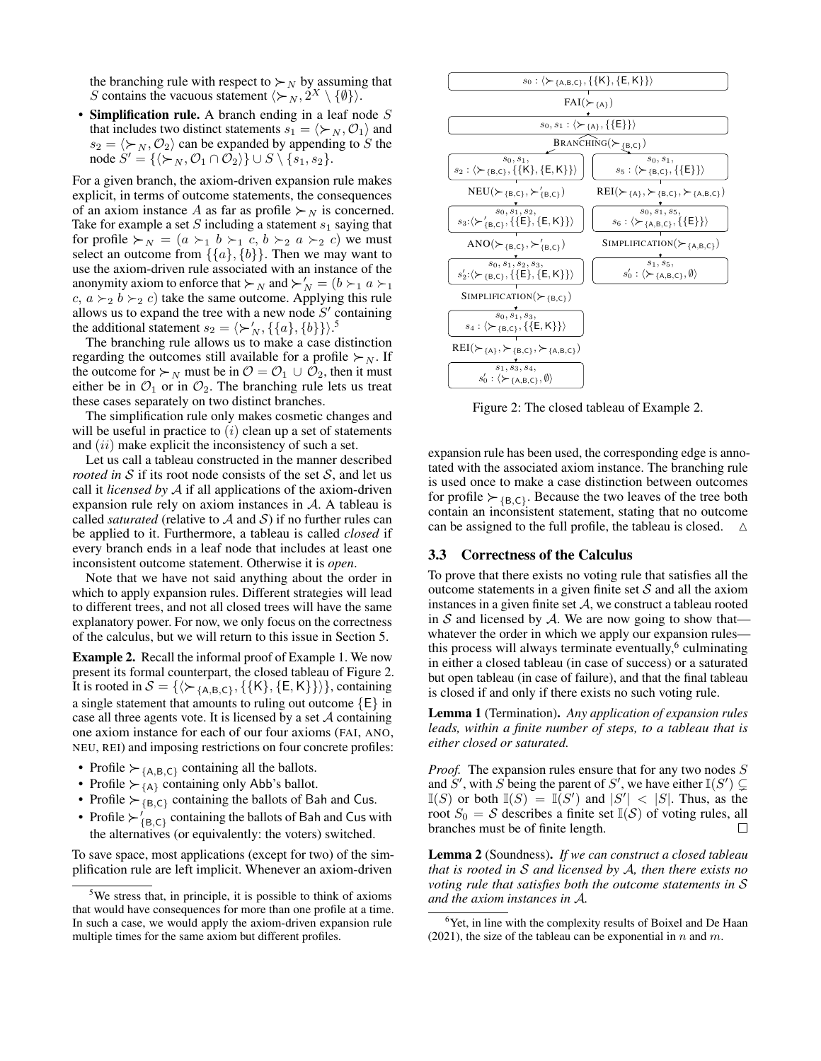the branching rule with respect to $\succ_N$ by assuming that $S$ contains the vacuous statement $\langle \succ_N, 2^X \setminus \{\emptyset\}\rangle$.

- **Simplification rule.** A branch ending in a leaf node $S$ that includes two distinct statements $s_1 = \langle \succ_N, \mathcal{O}_1\rangle$ and $s_2 = \langle \succ_N, \mathcal{O}_2\rangle$ can be expanded by appending to $S$ the node $S' = \{\langle \succ_N, \mathcal{O}_1 \cap \mathcal{O}_2\rangle\} \cup S \setminus \{s_1, s_2\}$.

For a given branch, the axiom-driven expansion rule makes explicit, in terms of outcome statements, the consequences of an axiom instance $A$ as far as profile $\succ_N$ is concerned. Take for example a set $S$ including a statement $s_1$ saying that for profile $\succ_N = (a \succ_1 b \succ_1 c,\, b \succ_2 a \succ_2 c)$ we must select an outcome from $\{\{a\}, \{b\}\}$. Then we may want to use the axiom-driven rule associated with an instance of the anonymity axiom to enforce that $\succ_N$ and $\succ'_N = (b \succ_1 a \succ_1 c,\, a \succ_2 b \succ_2 c)$ take the same outcome. Applying this rule allows us to expand the tree with a new node $S'$ containing the additional statement $s_2 = \langle \succ'_N, \{\{a\}, \{b\}\}\rangle$.[5]

The branching rule allows us to make a case distinction regarding the outcomes still available for a profile $\succ_N$. If the outcome for $\succ_N$ must be in $\mathcal{O} = \mathcal{O}_1 \cup \mathcal{O}_2$, then it must either be in $\mathcal{O}_1$ or in $\mathcal{O}_2$. The branching rule lets us treat these cases separately on two distinct branches.

The simplification rule only makes cosmetic changes and will be useful in practice to $(i)$ clean up a set of statements and $(ii)$ make explicit the inconsistency of such a set.

Let us call a tableau constructed in the manner described *rooted in* $\mathcal{S}$ if its root node consists of the set $\mathcal{S}$, and let us call it *licensed by* $\mathcal{A}$ if all applications of the axiom-driven expansion rule rely on axiom instances in $\mathcal{A}$. A tableau is called *saturated* (relative to $\mathcal{A}$ and $\mathcal{S}$) if no further rules can be applied to it. Furthermore, a tableau is called *closed* if every branch ends in a leaf node that includes at least one inconsistent outcome statement. Otherwise it is *open*.

Note that we have not said anything about the order in which to apply expansion rules. Different strategies will lead to different trees, and not all closed trees will have the same explanatory power. For now, we only focus on the correctness of the calculus, but we will return to this issue in Section 5.

**Example 2.** Recall the informal proof of Example 1. We now present its formal counterpart, the closed tableau of Figure 2. It is rooted in $\mathcal{S} = \{\langle \succ_{\{A,B,C\}}, \{\{K\}, \{E, K\}\}\rangle\}$, containing a single statement that amounts to ruling out outcome $\{E\}$ in case all three agents vote. It is licensed by a set $\mathcal{A}$ containing one axiom instance for each of our four axioms (FAI, ANO, NEU, REI) and imposing restrictions on four concrete profiles:

- Profile $\succ_{\{A,B,C\}}$ containing all the ballots.
- Profile $\succ_{\{A\}}$ containing only Abb's ballot.
- Profile $\succ_{\{B,C\}}$ containing the ballots of Bah and Cus.
- Profile $\succ'_{\{B,C\}}$ containing the ballots of Bah and Cus with the alternatives (or equivalently: the voters) switched.

To save space, most applications (except for two) of the simplification rule are left implicit. Whenever an axiom-driven expansion rule has been used, the corresponding edge is annotated with the associated axiom instance. The branching rule is used once to make a case distinction between outcomes for profile $\succ_{\{B,C\}}$. Because the two leaves of the tree both contain an inconsistent statement, stating that no outcome can be assigned to the full profile, the tableau is closed. $\triangle$

$s_0 : \langle \succ_{\{A,B,C\}}, \{\{K\}, \{E,K\}\}\rangle$
↓ FAI($\succ_{\{A\}}$)
$s_0, s_1 : \langle \succ_{\{A\}}, \{\{E\}\}\rangle$
↓ BRANCHING($\succ_{\{B,C\}}$)

Left branch:
$s_0, s_1, s_2 : \langle \succ_{\{B,C\}}, \{\{K\}, \{E,K\}\}\rangle$
↓ NEU($\succ_{\{B,C\}}, \succ'_{\{B,C\}}$)
$s_0, s_1, s_2, s_3 : \langle \succ'_{\{B,C\}}, \{\{E\}, \{E,K\}\}\rangle$
↓ ANO($\succ_{\{B,C\}}, \succ'_{\{B,C\}}$)
$s_0, s_1, s_2, s_3, s'_2 : \langle \succ_{\{B,C\}}, \{\{E\}, \{E,K\}\}\rangle$
↓ SIMPLIFICATION($\succ_{\{B,C\}}$)
$s_0, s_1, s_3, s_4 : \langle \succ_{\{B,C\}}, \{\{E,K\}\}\rangle$
↓ REI($\succ_{\{A\}}, \succ_{\{B,C\}}, \succ_{\{A,B,C\}}$)
$s_1, s_3, s_4, s'_0 : \langle \succ_{\{A,B,C\}}, \emptyset\rangle$

Right branch:
$s_0, s_1, s_5 : \langle \succ_{\{B,C\}}, \{\{E\}\}\rangle$
↓ REI($\succ_{\{A\}}, \succ_{\{B,C\}}, \succ_{\{A,B,C\}}$)
$s_0, s_1, s_5, s_6 : \langle \succ_{\{A,B,C\}}, \{\{E\}\}\rangle$
↓ SIMPLIFICATION($\succ_{\{A,B,C\}}$)
$s_1, s_5, s'_0 : \langle \succ_{\{A,B,C\}}, \emptyset\rangle$

Figure 2: The closed tableau of Example 2.

### 3.3 Correctness of the Calculus

To prove that there exists no voting rule that satisfies all the outcome statements in a given finite set $\mathcal{S}$ and all the axiom instances in a given finite set $\mathcal{A}$, we construct a tableau rooted in $\mathcal{S}$ and licensed by $\mathcal{A}$. We are now going to show that—whatever the order in which we apply our expansion rules—this process will always terminate eventually,[6] culminating in either a closed tableau (in case of success) or a saturated but open tableau (in case of failure), and that the final tableau is closed if and only if there exists no such voting rule.

**Lemma 1** (Termination)**.** *Any application of expansion rules leads, within a finite number of steps, to a tableau that is either closed or saturated.*

*Proof.* The expansion rules ensure that for any two nodes $S$ and $S'$, with $S$ being the parent of $S'$, we have either $\mathbb{I}(S') \subsetneq \mathbb{I}(S)$ or both $\mathbb{I}(S) = \mathbb{I}(S')$ and $|S'| < |S|$. Thus, as the root $S_0 = \mathcal{S}$ describes a finite set $\mathbb{I}(\mathcal{S})$ of voting rules, all branches must be of finite length. $\square$

**Lemma 2** (Soundness)**.** *If we can construct a closed tableau that is rooted in* $\mathcal{S}$ *and licensed by* $\mathcal{A}$*, then there exists no voting rule that satisfies both the outcome statements in* $\mathcal{S}$ *and the axiom instances in* $\mathcal{A}$*.*

[5] We stress that, in principle, it is possible to think of axioms that would have consequences for more than one profile at a time. In such a case, we would apply the axiom-driven expansion rule multiple times for the same axiom but different profiles.

[6] Yet, in line with the complexity results of Boixel and De Haan (2021), the size of the tableau can be exponential in $n$ and $m$.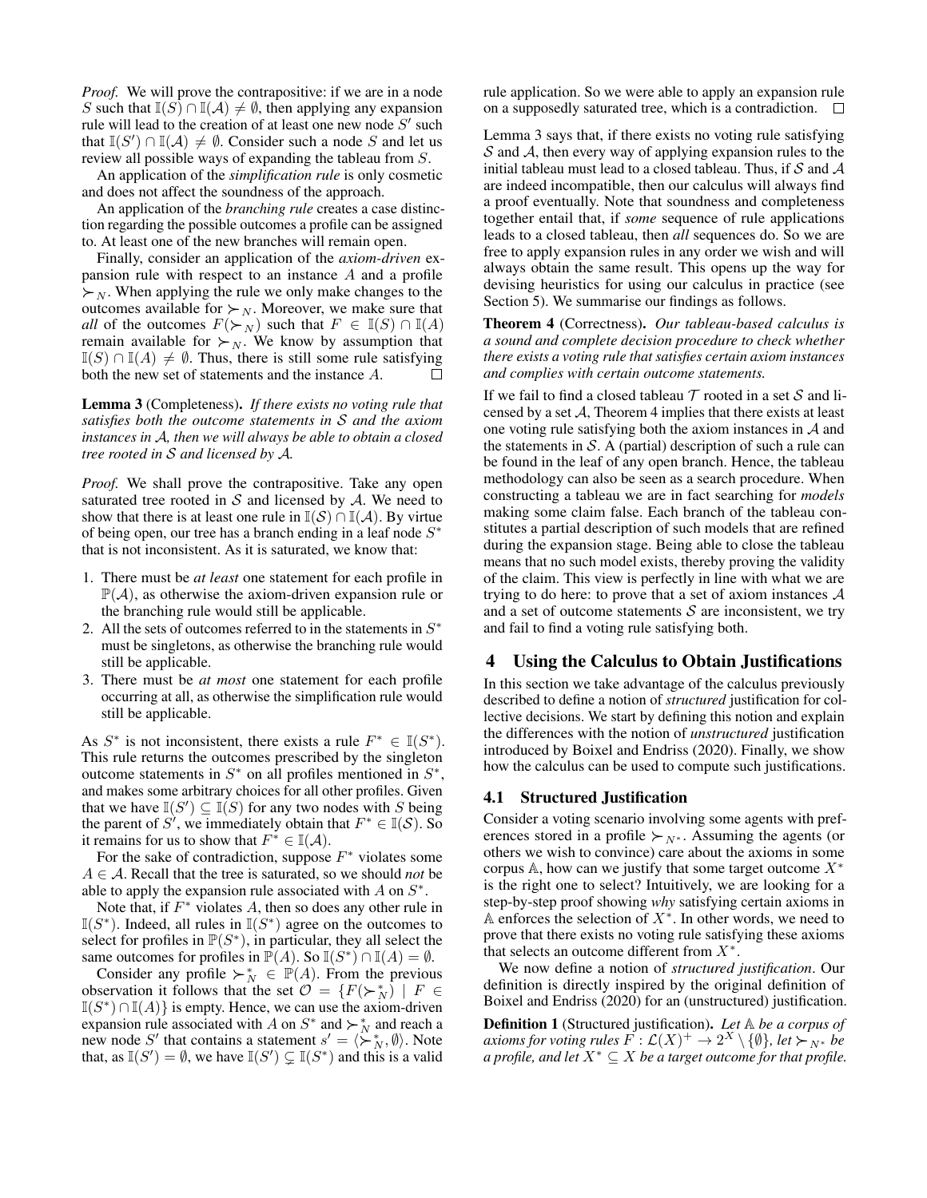*Proof.* We will prove the contrapositive: if we are in a node $S$ such that $\mathbb{I}(S) \cap \mathbb{I}(\mathcal{A}) \neq \emptyset$, then applying any expansion rule will lead to the creation of at least one new node $S'$ such that $\mathbb{I}(S') \cap \mathbb{I}(\mathcal{A}) \neq \emptyset$. Consider such a node $S$ and let us review all possible ways of expanding the tableau from $S$.

An application of the *simplification rule* is only cosmetic and does not affect the soundness of the approach.

An application of the *branching rule* creates a case distinction regarding the possible outcomes a profile can be assigned to. At least one of the new branches will remain open.

Finally, consider an application of the *axiom-driven* expansion rule with respect to an instance $A$ and a profile $\succ_N$. When applying the rule we only make changes to the outcomes available for $\succ_N$. Moreover, we make sure that *all* of the outcomes $F(\succ_N)$ such that $F \in \mathbb{I}(S) \cap \mathbb{I}(A)$ remain available for $\succ_N$. We know by assumption that $\mathbb{I}(S) \cap \mathbb{I}(A) \neq \emptyset$. Thus, there is still some rule satisfying both the new set of statements and the instance $A$. $\square$

**Lemma 3** (Completeness). *If there exists no voting rule that satisfies both the outcome statements in $\mathcal{S}$ and the axiom instances in $\mathcal{A}$, then we will always be able to obtain a closed tree rooted in $\mathcal{S}$ and licensed by $\mathcal{A}$.*

*Proof.* We shall prove the contrapositive. Take any open saturated tree rooted in $\mathcal{S}$ and licensed by $\mathcal{A}$. We need to show that there is at least one rule in $\mathbb{I}(\mathcal{S}) \cap \mathbb{I}(\mathcal{A})$. By virtue of being open, our tree has a branch ending in a leaf node $S^*$ that is not inconsistent. As it is saturated, we know that:

1. There must be *at least* one statement for each profile in $\mathbb{P}(\mathcal{A})$, as otherwise the axiom-driven expansion rule or the branching rule would still be applicable.
2. All the sets of outcomes referred to in the statements in $S^*$ must be singletons, as otherwise the branching rule would still be applicable.
3. There must be *at most* one statement for each profile occurring at all, as otherwise the simplification rule would still be applicable.

As $S^*$ is not inconsistent, there exists a rule $F^* \in \mathbb{I}(S^*)$. This rule returns the outcomes prescribed by the singleton outcome statements in $S^*$ on all profiles mentioned in $S^*$, and makes some arbitrary choices for all other profiles. Given that we have $\mathbb{I}(S') \subseteq \mathbb{I}(S)$ for any two nodes with $S$ being the parent of $S'$, we immediately obtain that $F^* \in \mathbb{I}(\mathcal{S})$. So it remains for us to show that $F^* \in \mathbb{I}(\mathcal{A})$.

For the sake of contradiction, suppose $F^*$ violates some $A \in \mathcal{A}$. Recall that the tree is saturated, so we should *not* be able to apply the expansion rule associated with $A$ on $S^*$.

Note that, if $F^*$ violates $A$, then so does any other rule in $\mathbb{I}(S^*)$. Indeed, all rules in $\mathbb{I}(S^*)$ agree on the outcomes to select for profiles in $\mathbb{P}(S^*)$, in particular, they all select the same outcomes for profiles in $\mathbb{P}(A)$. So $\mathbb{I}(S^*) \cap \mathbb{I}(A) = \emptyset$.

Consider any profile $\succ_N^* \in \mathbb{P}(A)$. From the previous observation it follows that the set $\mathcal{O} = \{F(\succ_N^*) \mid F \in \mathbb{I}(S^*) \cap \mathbb{I}(A)\}$ is empty. Hence, we can use the axiom-driven expansion rule associated with $A$ on $S^*$ and $\succ_N^*$ and reach a new node $S'$ that contains a statement $s' = \langle \succ_N^*, \emptyset \rangle$. Note that, as $\mathbb{I}(S') = \emptyset$, we have $\mathbb{I}(S') \subsetneq \mathbb{I}(S^*)$ and this is a valid rule application. So we were able to apply an expansion rule on a supposedly saturated tree, which is a contradiction. $\square$

Lemma 3 says that, if there exists no voting rule satisfying $\mathcal{S}$ and $\mathcal{A}$, then every way of applying expansion rules to the initial tableau must lead to a closed tableau. Thus, if $\mathcal{S}$ and $\mathcal{A}$ are indeed incompatible, then our calculus will always find a proof eventually. Note that soundness and completeness together entail that, if *some* sequence of rule applications leads to a closed tableau, then *all* sequences do. So we are free to apply expansion rules in any order we wish and will always obtain the same result. This opens up the way for devising heuristics for using our calculus in practice (see Section 5). We summarise our findings as follows.

**Theorem 4** (Correctness). *Our tableau-based calculus is a sound and complete decision procedure to check whether there exists a voting rule that satisfies certain axiom instances and complies with certain outcome statements.*

If we fail to find a closed tableau $\mathcal{T}$ rooted in a set $\mathcal{S}$ and licensed by a set $\mathcal{A}$, Theorem 4 implies that there exists at least one voting rule satisfying both the axiom instances in $\mathcal{A}$ and the statements in $\mathcal{S}$. A (partial) description of such a rule can be found in the leaf of any open branch. Hence, the tableau methodology can also be seen as a search procedure. When constructing a tableau we are in fact searching for *models* making some claim false. Each branch of the tableau constitutes a partial description of such models that are refined during the expansion stage. Being able to close the tableau means that no such model exists, thereby proving the validity of the claim. This view is perfectly in line with what we are trying to do here: to prove that a set of axiom instances $\mathcal{A}$ and a set of outcome statements $\mathcal{S}$ are inconsistent, we try and fail to find a voting rule satisfying both.

## 4 Using the Calculus to Obtain Justifications

In this section we take advantage of the calculus previously described to define a notion of *structured* justification for collective decisions. We start by defining this notion and explain the differences with the notion of *unstructured* justification introduced by Boixel and Endriss (2020). Finally, we show how the calculus can be used to compute such justifications.

### 4.1 Structured Justification

Consider a voting scenario involving some agents with preferences stored in a profile $\succ_{N^*}$. Assuming the agents (or others we wish to convince) care about the axioms in some corpus $\mathbb{A}$, how can we justify that some target outcome $X^*$ is the right one to select? Intuitively, we are looking for a step-by-step proof showing *why* satisfying certain axioms in $\mathbb{A}$ enforces the selection of $X^*$. In other words, we need to prove that there exists no voting rule satisfying these axioms that selects an outcome different from $X^*$.

We now define a notion of *structured justification*. Our definition is directly inspired by the original definition of Boixel and Endriss (2020) for an (unstructured) justification.

**Definition 1** (Structured justification). *Let $\mathbb{A}$ be a corpus of axioms for voting rules $F : \mathcal{L}(X)^+ \to 2^X \setminus \{\emptyset\}$, let $\succ_{N^*}$ be a profile, and let $X^* \subseteq X$ be a target outcome for that profile.*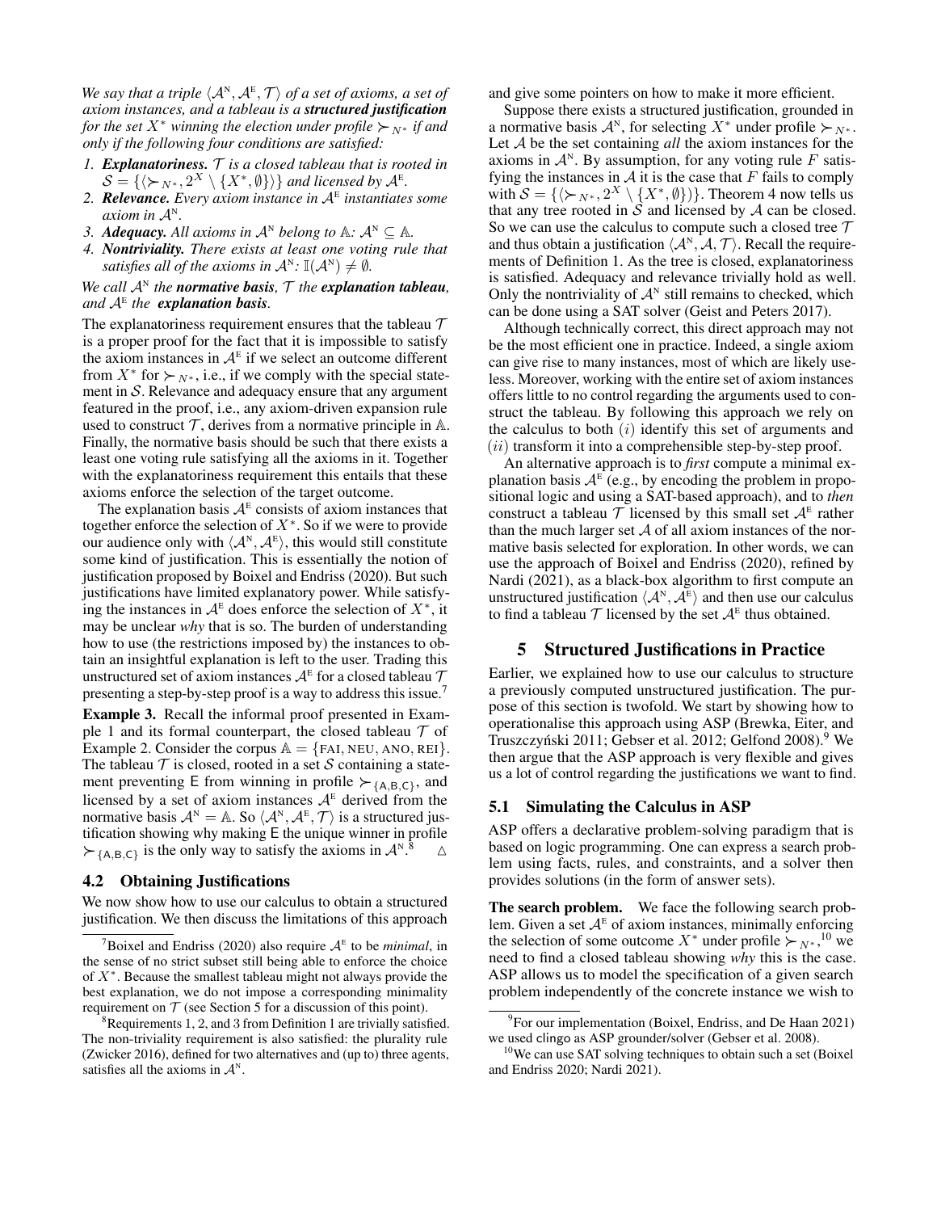*We say that a triple $\langle \mathcal{A}^{\mathrm{N}}, \mathcal{A}^{\mathrm{E}}, \mathcal{T} \rangle$ of a set of axioms, a set of axiom instances, and a tableau is a* ***structured justification*** *for the set $X^*$ winning the election under profile $\succ_{N^*}$ if and only if the following four conditions are satisfied:*

1. ***Explanatoriness.*** *$\mathcal{T}$ is a closed tableau that is rooted in $\mathcal{S} = \{\langle \succ_{N^*}, 2^X \setminus \{X^*, \emptyset\}\rangle\}$ and licensed by $\mathcal{A}^{\mathrm{E}}$.*
2. ***Relevance.*** *Every axiom instance in $\mathcal{A}^{\mathrm{E}}$ instantiates some axiom in $\mathcal{A}^{\mathrm{N}}$.*
3. ***Adequacy.*** *All axioms in $\mathcal{A}^{\mathrm{N}}$ belong to $\mathbb{A}$: $\mathcal{A}^{\mathrm{N}} \subseteq \mathbb{A}$.*
4. ***Nontriviality.*** *There exists at least one voting rule that satisfies all of the axioms in $\mathcal{A}^{\mathrm{N}}$: $\mathbb{I}(\mathcal{A}^{\mathrm{N}}) \neq \emptyset$.*

*We call $\mathcal{A}^{\mathrm{N}}$ the* ***normative basis****, $\mathcal{T}$ the* ***explanation tableau****, and $\mathcal{A}^{\mathrm{E}}$ the* ***explanation basis****.*

The explanatoriness requirement ensures that the tableau $\mathcal{T}$ is a proper proof for the fact that it is impossible to satisfy the axiom instances in $\mathcal{A}^{\mathrm{E}}$ if we select an outcome different from $X^*$ for $\succ_{N^*}$, i.e., if we comply with the special statement in $\mathcal{S}$. Relevance and adequacy ensure that any argument featured in the proof, i.e., any axiom-driven expansion rule used to construct $\mathcal{T}$, derives from a normative principle in $\mathbb{A}$. Finally, the normative basis should be such that there exists a least one voting rule satisfying all the axioms in it. Together with the explanatoriness requirement this entails that these axioms enforce the selection of the target outcome.

The explanation basis $\mathcal{A}^{\mathrm{E}}$ consists of axiom instances that together enforce the selection of $X^*$. So if we were to provide our audience only with $\langle \mathcal{A}^{\mathrm{N}}, \mathcal{A}^{\mathrm{E}} \rangle$, this would still constitute some kind of justification. This is essentially the notion of justification proposed by Boixel and Endriss (2020). But such justifications have limited explanatory power. While satisfying the instances in $\mathcal{A}^{\mathrm{E}}$ does enforce the selection of $X^*$, it may be unclear *why* that is so. The burden of understanding how to use (the restrictions imposed by) the instances to obtain an insightful explanation is left to the user. Trading this unstructured set of axiom instances $\mathcal{A}^{\mathrm{E}}$ for a closed tableau $\mathcal{T}$ presenting a step-by-step proof is a way to address this issue.[7]

**Example 3.** Recall the informal proof presented in Example 1 and its formal counterpart, the closed tableau $\mathcal{T}$ of Example 2. Consider the corpus $\mathbb{A} = \{\text{FAI}, \text{NEU}, \text{ANO}, \text{REI}\}$. The tableau $\mathcal{T}$ is closed, rooted in a set $\mathcal{S}$ containing a statement preventing E from winning in profile $\succ_{\{A,B,C\}}$, and licensed by a set of axiom instances $\mathcal{A}^{\mathrm{E}}$ derived from the normative basis $\mathcal{A}^{\mathrm{N}} = \mathbb{A}$. So $\langle \mathcal{A}^{\mathrm{N}}, \mathcal{A}^{\mathrm{E}}, \mathcal{T} \rangle$ is a structured justification showing why making E the unique winner in profile $\succ_{\{A,B,C\}}$ is the only way to satisfy the axioms in $\mathcal{A}^{\mathrm{N}}$.[8] $\triangle$

### 4.2 Obtaining Justifications

We now show how to use our calculus to obtain a structured justification. We then discuss the limitations of this approach and give some pointers on how to make it more efficient.

Suppose there exists a structured justification, grounded in a normative basis $\mathcal{A}^{\mathrm{N}}$, for selecting $X^*$ under profile $\succ_{N^*}$. Let $\mathcal{A}$ be the set containing *all* the axiom instances for the axioms in $\mathcal{A}^{\mathrm{N}}$. By assumption, for any voting rule $F$ satisfying the instances in $\mathcal{A}$ it is the case that $F$ fails to comply with $\mathcal{S} = \{\langle \succ_{N^*}, 2^X \setminus \{X^*, \emptyset\}\rangle\}$. Theorem 4 now tells us that any tree rooted in $\mathcal{S}$ and licensed by $\mathcal{A}$ can be closed. So we can use the calculus to compute such a closed tree $\mathcal{T}$ and thus obtain a justification $\langle \mathcal{A}^{\mathrm{N}}, \mathcal{A}, \mathcal{T} \rangle$. Recall the requirements of Definition 1. As the tree is closed, explanatoriness is satisfied. Adequacy and relevance trivially hold as well. Only the nontriviality of $\mathcal{A}^{\mathrm{N}}$ still remains to checked, which can be done using a SAT solver (Geist and Peters 2017).

Although technically correct, this direct approach may not be the most efficient one in practice. Indeed, a single axiom can give rise to many instances, most of which are likely useless. Moreover, working with the entire set of axiom instances offers little to no control regarding the arguments used to construct the tableau. By following this approach we rely on the calculus to both $(i)$ identify this set of arguments and $(ii)$ transform it into a comprehensible step-by-step proof.

An alternative approach is to *first* compute a minimal explanation basis $\mathcal{A}^{\mathrm{E}}$ (e.g., by encoding the problem in propositional logic and using a SAT-based approach), and to *then* construct a tableau $\mathcal{T}$ licensed by this small set $\mathcal{A}^{\mathrm{E}}$ rather than the much larger set $\mathcal{A}$ of all axiom instances of the normative basis selected for exploration. In other words, we can use the approach of Boixel and Endriss (2020), refined by Nardi (2021), as a black-box algorithm to first compute an unstructured justification $\langle \mathcal{A}^{\mathrm{N}}, \mathcal{A}^{\mathrm{E}} \rangle$ and then use our calculus to find a tableau $\mathcal{T}$ licensed by the set $\mathcal{A}^{\mathrm{E}}$ thus obtained.

## 5 Structured Justifications in Practice

Earlier, we explained how to use our calculus to structure a previously computed unstructured justification. The purpose of this section is twofold. We start by showing how to operationalise this approach using ASP (Brewka, Eiter, and Truszczyński 2011; Gebser et al. 2012; Gelfond 2008).[9] We then argue that the ASP approach is very flexible and gives us a lot of control regarding the justifications we want to find.

### 5.1 Simulating the Calculus in ASP

ASP offers a declarative problem-solving paradigm that is based on logic programming. One can express a search problem using facts, rules, and constraints, and a solver then provides solutions (in the form of answer sets).

**The search problem.** We face the following search problem. Given a set $\mathcal{A}^{\mathrm{E}}$ of axiom instances, minimally enforcing the selection of some outcome $X^*$ under profile $\succ_{N^*}$,[10] we need to find a closed tableau showing *why* this is the case. ASP allows us to model the specification of a given search problem independently of the concrete instance we wish to

---

[7] Boixel and Endriss (2020) also require $\mathcal{A}^{\mathrm{E}}$ to be *minimal*, in the sense of no strict subset still being able to enforce the choice of $X^*$. Because the smallest tableau might not always provide the best explanation, we do not impose a corresponding minimality requirement on $\mathcal{T}$ (see Section 5 for a discussion of this point).

[8] Requirements 1, 2, and 3 from Definition 1 are trivially satisfied. The non-triviality requirement is also satisfied: the plurality rule (Zwicker 2016), defined for two alternatives and (up to) three agents, satisfies all the axioms in $\mathcal{A}^{\mathrm{N}}$.

[9] For our implementation (Boixel, Endriss, and De Haan 2021) we used clingo as ASP grounder/solver (Gebser et al. 2008).

[10] We can use SAT solving techniques to obtain such a set (Boixel and Endriss 2020; Nardi 2021).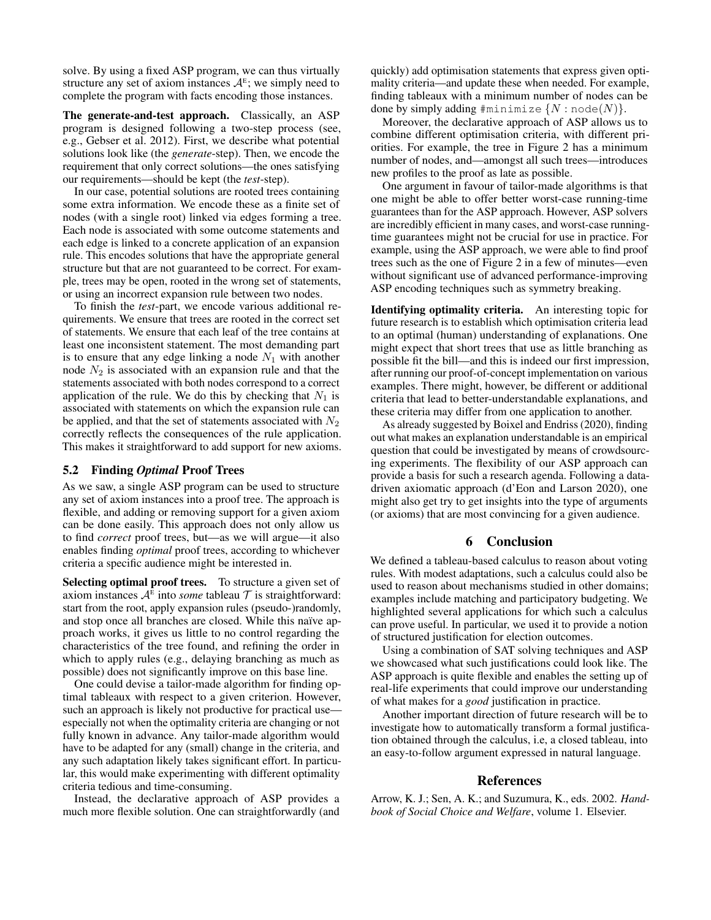solve. By using a fixed ASP program, we can thus virtually structure any set of axiom instances $\mathcal{A}^{\text{E}}$; we simply need to complete the program with facts encoding those instances.

**The generate-and-test approach.** Classically, an ASP program is designed following a two-step process (see, e.g., Gebser et al. 2012). First, we describe what potential solutions look like (the *generate*-step). Then, we encode the requirement that only correct solutions—the ones satisfying our requirements—should be kept (the *test*-step).

In our case, potential solutions are rooted trees containing some extra information. We encode these as a finite set of nodes (with a single root) linked via edges forming a tree. Each node is associated with some outcome statements and each edge is linked to a concrete application of an expansion rule. This encodes solutions that have the appropriate general structure but that are not guaranteed to be correct. For example, trees may be open, rooted in the wrong set of statements, or using an incorrect expansion rule between two nodes.

To finish the *test*-part, we encode various additional requirements. We ensure that trees are rooted in the correct set of statements. We ensure that each leaf of the tree contains at least one inconsistent statement. The most demanding part is to ensure that any edge linking a node $N_1$ with another node $N_2$ is associated with an expansion rule and that the statements associated with both nodes correspond to a correct application of the rule. We do this by checking that $N_1$ is associated with statements on which the expansion rule can be applied, and that the set of statements associated with $N_2$ correctly reflects the consequences of the rule application. This makes it straightforward to add support for new axioms.

## 5.2 Finding *Optimal* Proof Trees

As we saw, a single ASP program can be used to structure any set of axiom instances into a proof tree. The approach is flexible, and adding or removing support for a given axiom can be done easily. This approach does not only allow us to find *correct* proof trees, but—as we will argue—it also enables finding *optimal* proof trees, according to whichever criteria a specific audience might be interested in.

**Selecting optimal proof trees.** To structure a given set of axiom instances $\mathcal{A}^{\text{E}}$ into *some* tableau $\mathcal{T}$ is straightforward: start from the root, apply expansion rules (pseudo-)randomly, and stop once all branches are closed. While this naïve approach works, it gives us little to no control regarding the characteristics of the tree found, and refining the order in which to apply rules (e.g., delaying branching as much as possible) does not significantly improve on this base line.

One could devise a tailor-made algorithm for finding optimal tableaux with respect to a given criterion. However, such an approach is likely not productive for practical use—especially not when the optimality criteria are changing or not fully known in advance. Any tailor-made algorithm would have to be adapted for any (small) change in the criteria, and any such adaptation likely takes significant effort. In particular, this would make experimenting with different optimality criteria tedious and time-consuming.

Instead, the declarative approach of ASP provides a much more flexible solution. One can straightforwardly (and quickly) add optimisation statements that express given optimality criteria—and update these when needed. For example, finding tableaux with a minimum number of nodes can be done by simply adding `#minimize` $\{N : \texttt{node}(N)\}$.

Moreover, the declarative approach of ASP allows us to combine different optimisation criteria, with different priorities. For example, the tree in Figure 2 has a minimum number of nodes, and—amongst all such trees—introduces new profiles to the proof as late as possible.

One argument in favour of tailor-made algorithms is that one might be able to offer better worst-case running-time guarantees than for the ASP approach. However, ASP solvers are incredibly efficient in many cases, and worst-case running-time guarantees might not be crucial for use in practice. For example, using the ASP approach, we were able to find proof trees such as the one of Figure 2 in a few of minutes—even without significant use of advanced performance-improving ASP encoding techniques such as symmetry breaking.

**Identifying optimality criteria.** An interesting topic for future research is to establish which optimisation criteria lead to an optimal (human) understanding of explanations. One might expect that short trees that use as little branching as possible fit the bill—and this is indeed our first impression, after running our proof-of-concept implementation on various examples. There might, however, be different or additional criteria that lead to better-understandable explanations, and these criteria may differ from one application to another.

As already suggested by Boixel and Endriss (2020), finding out what makes an explanation understandable is an empirical question that could be investigated by means of crowdsourcing experiments. The flexibility of our ASP approach can provide a basis for such a research agenda. Following a data-driven axiomatic approach (d'Eon and Larson 2020), one might also get try to get insights into the type of arguments (or axioms) that are most convincing for a given audience.

# 6 Conclusion

We defined a tableau-based calculus to reason about voting rules. With modest adaptations, such a calculus could also be used to reason about mechanisms studied in other domains; examples include matching and participatory budgeting. We highlighted several applications for which such a calculus can prove useful. In particular, we used it to provide a notion of structured justification for election outcomes.

Using a combination of SAT solving techniques and ASP we showcased what such justifications could look like. The ASP approach is quite flexible and enables the setting up of real-life experiments that could improve our understanding of what makes for a *good* justification in practice.

Another important direction of future research will be to investigate how to automatically transform a formal justification obtained through the calculus, i.e, a closed tableau, into an easy-to-follow argument expressed in natural language.

# References

Arrow, K. J.; Sen, A. K.; and Suzumura, K., eds. 2002. *Handbook of Social Choice and Welfare*, volume 1. Elsevier.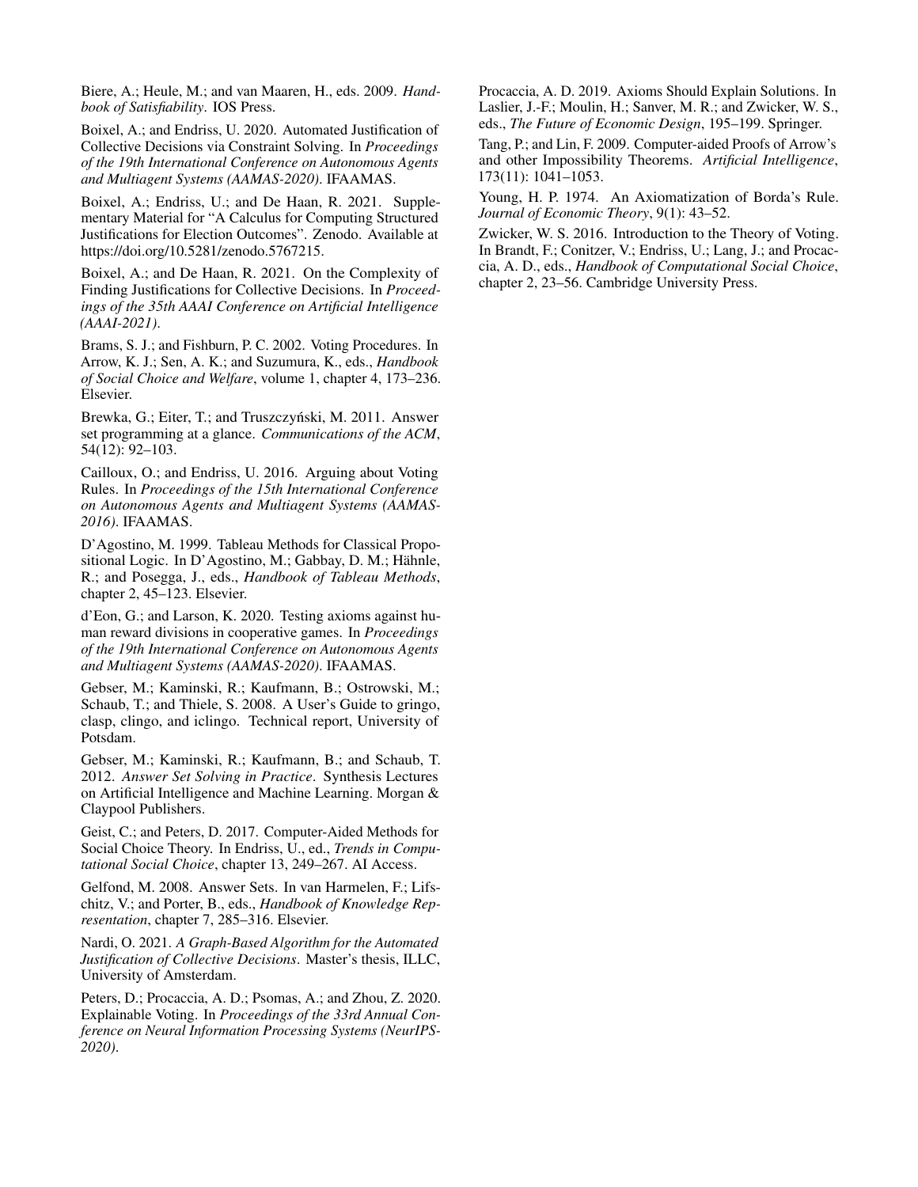Biere, A.; Heule, M.; and van Maaren, H., eds. 2009. *Handbook of Satisfiability*. IOS Press.

Boixel, A.; and Endriss, U. 2020. Automated Justification of Collective Decisions via Constraint Solving. In *Proceedings of the 19th International Conference on Autonomous Agents and Multiagent Systems (AAMAS-2020)*. IFAAMAS.

Boixel, A.; Endriss, U.; and De Haan, R. 2021. Supplementary Material for "A Calculus for Computing Structured Justifications for Election Outcomes". Zenodo. Available at https://doi.org/10.5281/zenodo.5767215.

Boixel, A.; and De Haan, R. 2021. On the Complexity of Finding Justifications for Collective Decisions. In *Proceedings of the 35th AAAI Conference on Artificial Intelligence (AAAI-2021)*.

Brams, S. J.; and Fishburn, P. C. 2002. Voting Procedures. In Arrow, K. J.; Sen, A. K.; and Suzumura, K., eds., *Handbook of Social Choice and Welfare*, volume 1, chapter 4, 173–236. Elsevier.

Brewka, G.; Eiter, T.; and Truszczyński, M. 2011. Answer set programming at a glance. *Communications of the ACM*, 54(12): 92–103.

Cailloux, O.; and Endriss, U. 2016. Arguing about Voting Rules. In *Proceedings of the 15th International Conference on Autonomous Agents and Multiagent Systems (AAMAS-2016)*. IFAAMAS.

D'Agostino, M. 1999. Tableau Methods for Classical Propositional Logic. In D'Agostino, M.; Gabbay, D. M.; Hähnle, R.; and Posegga, J., eds., *Handbook of Tableau Methods*, chapter 2, 45–123. Elsevier.

d'Eon, G.; and Larson, K. 2020. Testing axioms against human reward divisions in cooperative games. In *Proceedings of the 19th International Conference on Autonomous Agents and Multiagent Systems (AAMAS-2020)*. IFAAMAS.

Gebser, M.; Kaminski, R.; Kaufmann, B.; Ostrowski, M.; Schaub, T.; and Thiele, S. 2008. A User's Guide to gringo, clasp, clingo, and iclingo. Technical report, University of Potsdam.

Gebser, M.; Kaminski, R.; Kaufmann, B.; and Schaub, T. 2012. *Answer Set Solving in Practice*. Synthesis Lectures on Artificial Intelligence and Machine Learning. Morgan & Claypool Publishers.

Geist, C.; and Peters, D. 2017. Computer-Aided Methods for Social Choice Theory. In Endriss, U., ed., *Trends in Computational Social Choice*, chapter 13, 249–267. AI Access.

Gelfond, M. 2008. Answer Sets. In van Harmelen, F.; Lifschitz, V.; and Porter, B., eds., *Handbook of Knowledge Representation*, chapter 7, 285–316. Elsevier.

Nardi, O. 2021. *A Graph-Based Algorithm for the Automated Justification of Collective Decisions*. Master's thesis, ILLC, University of Amsterdam.

Peters, D.; Procaccia, A. D.; Psomas, A.; and Zhou, Z. 2020. Explainable Voting. In *Proceedings of the 33rd Annual Conference on Neural Information Processing Systems (NeurIPS-2020)*.

Procaccia, A. D. 2019. Axioms Should Explain Solutions. In Laslier, J.-F.; Moulin, H.; Sanver, M. R.; and Zwicker, W. S., eds., *The Future of Economic Design*, 195–199. Springer.

Tang, P.; and Lin, F. 2009. Computer-aided Proofs of Arrow's and other Impossibility Theorems. *Artificial Intelligence*, 173(11): 1041–1053.

Young, H. P. 1974. An Axiomatization of Borda's Rule. *Journal of Economic Theory*, 9(1): 43–52.

Zwicker, W. S. 2016. Introduction to the Theory of Voting. In Brandt, F.; Conitzer, V.; Endriss, U.; Lang, J.; and Procaccia, A. D., eds., *Handbook of Computational Social Choice*, chapter 2, 23–56. Cambridge University Press.